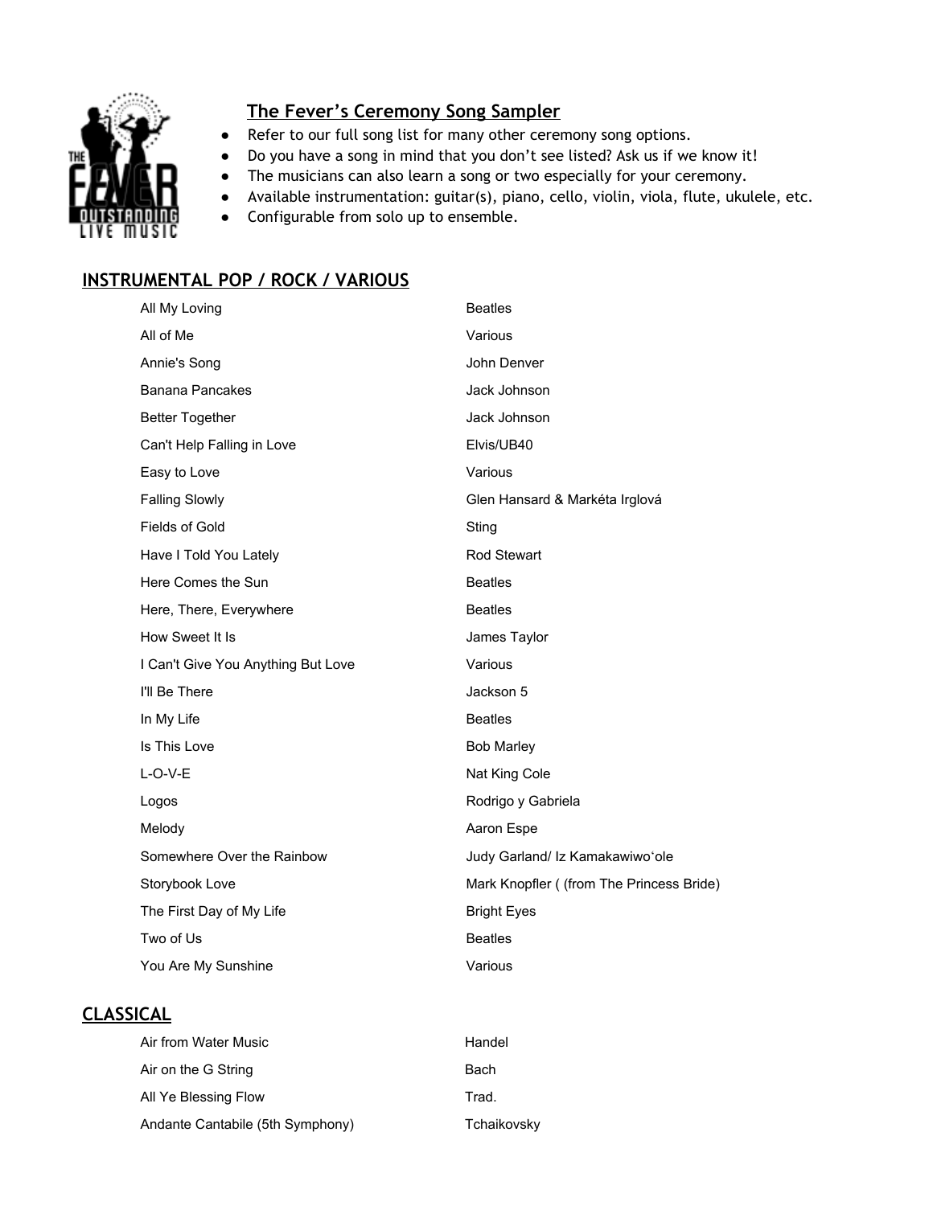## The Fever's Ceremony Song Sampler

- Refer to our full song list for many other ceremony song options.
- Do you have a song in mind that you don't see listed? Ask us if we know it!
- The musicians can also learn a song or two especially for your ceremony.
- Available instrumentation: guitar(s), piano, cello, violin, viola, flute, ukulele, etc.
- Configurable from solo up to ensemble.

## INSTRUMENTAL POP / ROCK / VARIOUS

| | |
|---|---|
| All My Loving | Beatles |
| All of Me | Various |
| Annie's Song | John Denver |
| Banana Pancakes | Jack Johnson |
| Better Together | Jack Johnson |
| Can't Help Falling in Love | Elvis/UB40 |
| Easy to Love | Various |
| Falling Slowly | Glen Hansard & Markéta Irglová |
| Fields of Gold | Sting |
| Have I Told You Lately | Rod Stewart |
| Here Comes the Sun | Beatles |
| Here, There, Everywhere | Beatles |
| How Sweet It Is | James Taylor |
| I Can't Give You Anything But Love | Various |
| I'll Be There | Jackson 5 |
| In My Life | Beatles |
| Is This Love | Bob Marley |
| L-O-V-E | Nat King Cole |
| Logos | Rodrigo y Gabriela |
| Melody | Aaron Espe |
| Somewhere Over the Rainbow | Judy Garland/ Iz Kamakawiwoʻole |
| Storybook Love | Mark Knopfler ( (from The Princess Bride) |
| The First Day of My Life | Bright Eyes |
| Two of Us | Beatles |
| You Are My Sunshine | Various |

## CLASSICAL

| | |
|---|---|
| Air from Water Music | Handel |
| Air on the G String | Bach |
| All Ye Blessing Flow | Trad. |
| Andante Cantabile (5th Symphony) | Tchaikovsky |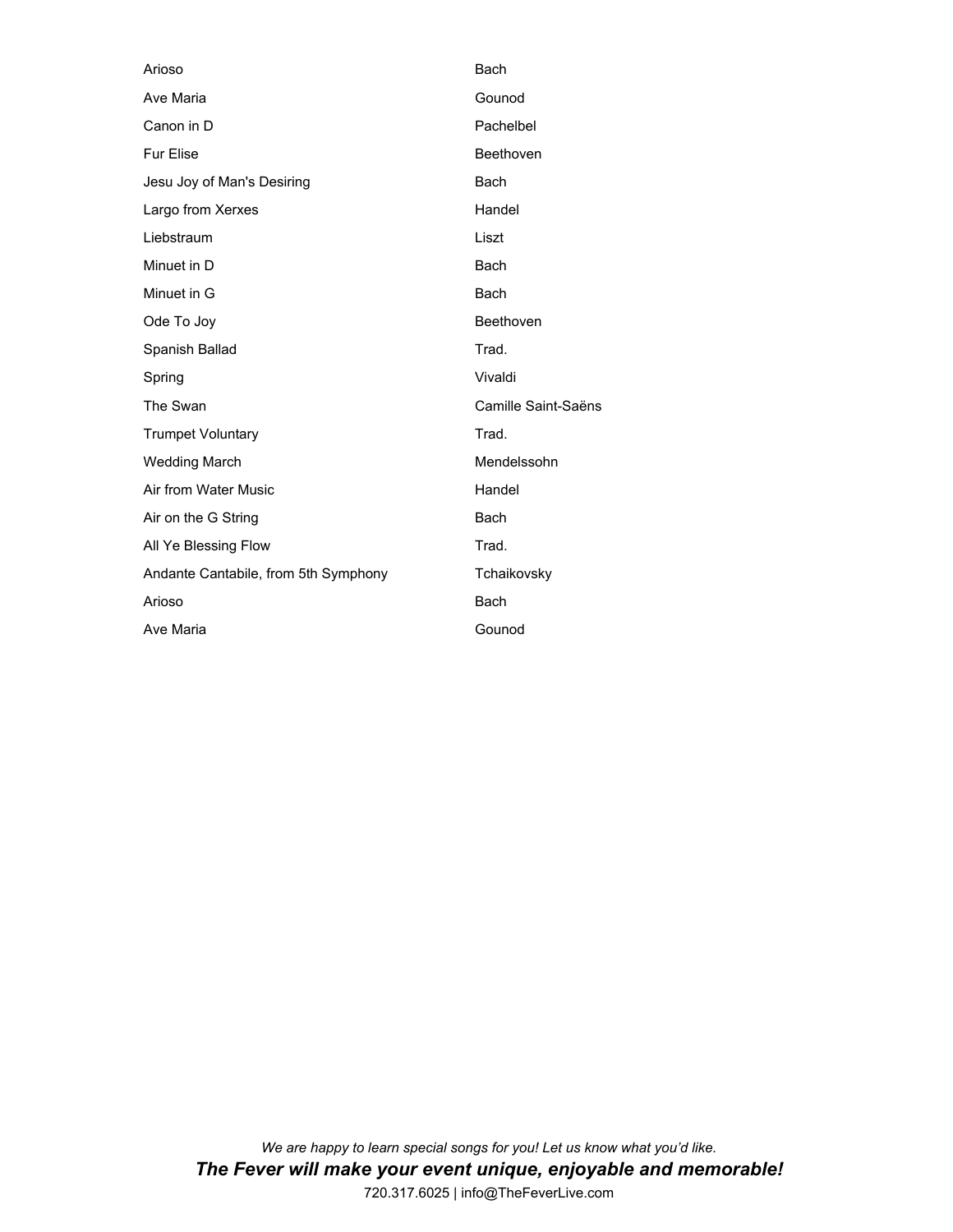| | |
|---|---|
| Arioso | Bach |
| Ave Maria | Gounod |
| Canon in D | Pachelbel |
| Fur Elise | Beethoven |
| Jesu Joy of Man's Desiring | Bach |
| Largo from Xerxes | Handel |
| Liebstraum | Liszt |
| Minuet in D | Bach |
| Minuet in G | Bach |
| Ode To Joy | Beethoven |
| Spanish Ballad | Trad. |
| Spring | Vivaldi |
| The Swan | Camille Saint-Saëns |
| Trumpet Voluntary | Trad. |
| Wedding March | Mendelssohn |
| Air from Water Music | Handel |
| Air on the G String | Bach |
| All Ye Blessing Flow | Trad. |
| Andante Cantabile, from 5th Symphony | Tchaikovsky |
| Arioso | Bach |
| Ave Maria | Gounod |

*We are happy to learn special songs for you! Let us know what you'd like.*

***The Fever will make your event unique, enjoyable and memorable!***

720.317.6025 | info@TheFeverLive.com